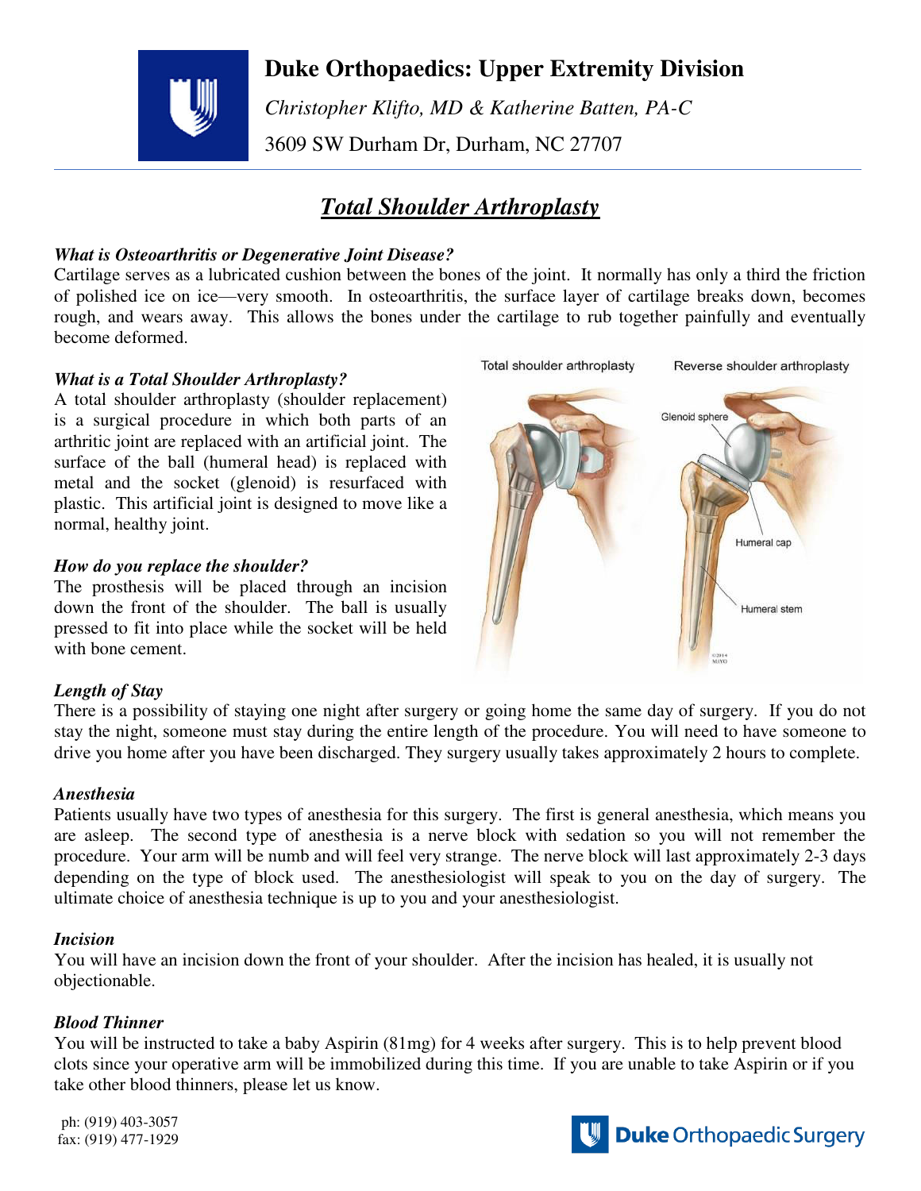# Duke Orthopaedics: Upper Extremity Division

*Christopher Klifto, MD & Katherine Batten, PA-C*

3609 SW Durham Dr, Durham, NC 27707

## ***Total Shoulder Arthroplasty***

***What is Osteoarthritis or Degenerative Joint Disease?***

Cartilage serves as a lubricated cushion between the bones of the joint. It normally has only a third the friction of polished ice on ice—very smooth. In osteoarthritis, the surface layer of cartilage breaks down, becomes rough, and wears away. This allows the bones under the cartilage to rub together painfully and eventually become deformed.

***What is a Total Shoulder Arthroplasty?***

A total shoulder arthroplasty (shoulder replacement) is a surgical procedure in which both parts of an arthritic joint are replaced with an artificial joint. The surface of the ball (humeral head) is replaced with metal and the socket (glenoid) is resurfaced with plastic. This artificial joint is designed to move like a normal, healthy joint.

***How do you replace the shoulder?***

The prosthesis will be placed through an incision down the front of the shoulder. The ball is usually pressed to fit into place while the socket will be held with bone cement.

***Length of Stay***

There is a possibility of staying one night after surgery or going home the same day of surgery. If you do not stay the night, someone must stay during the entire length of the procedure. You will need to have someone to drive you home after you have been discharged. They surgery usually takes approximately 2 hours to complete.

***Anesthesia***

Patients usually have two types of anesthesia for this surgery. The first is general anesthesia, which means you are asleep. The second type of anesthesia is a nerve block with sedation so you will not remember the procedure. Your arm will be numb and will feel very strange. The nerve block will last approximately 2-3 days depending on the type of block used. The anesthesiologist will speak to you on the day of surgery. The ultimate choice of anesthesia technique is up to you and your anesthesiologist.

***Incision***

You will have an incision down the front of your shoulder. After the incision has healed, it is usually not objectionable.

***Blood Thinner***

You will be instructed to take a baby Aspirin (81mg) for 4 weeks after surgery. This is to help prevent blood clots since your operative arm will be immobilized during this time. If you are unable to take Aspirin or if you take other blood thinners, please let us know.

ph: (919) 403-3057
fax: (919) 477-1929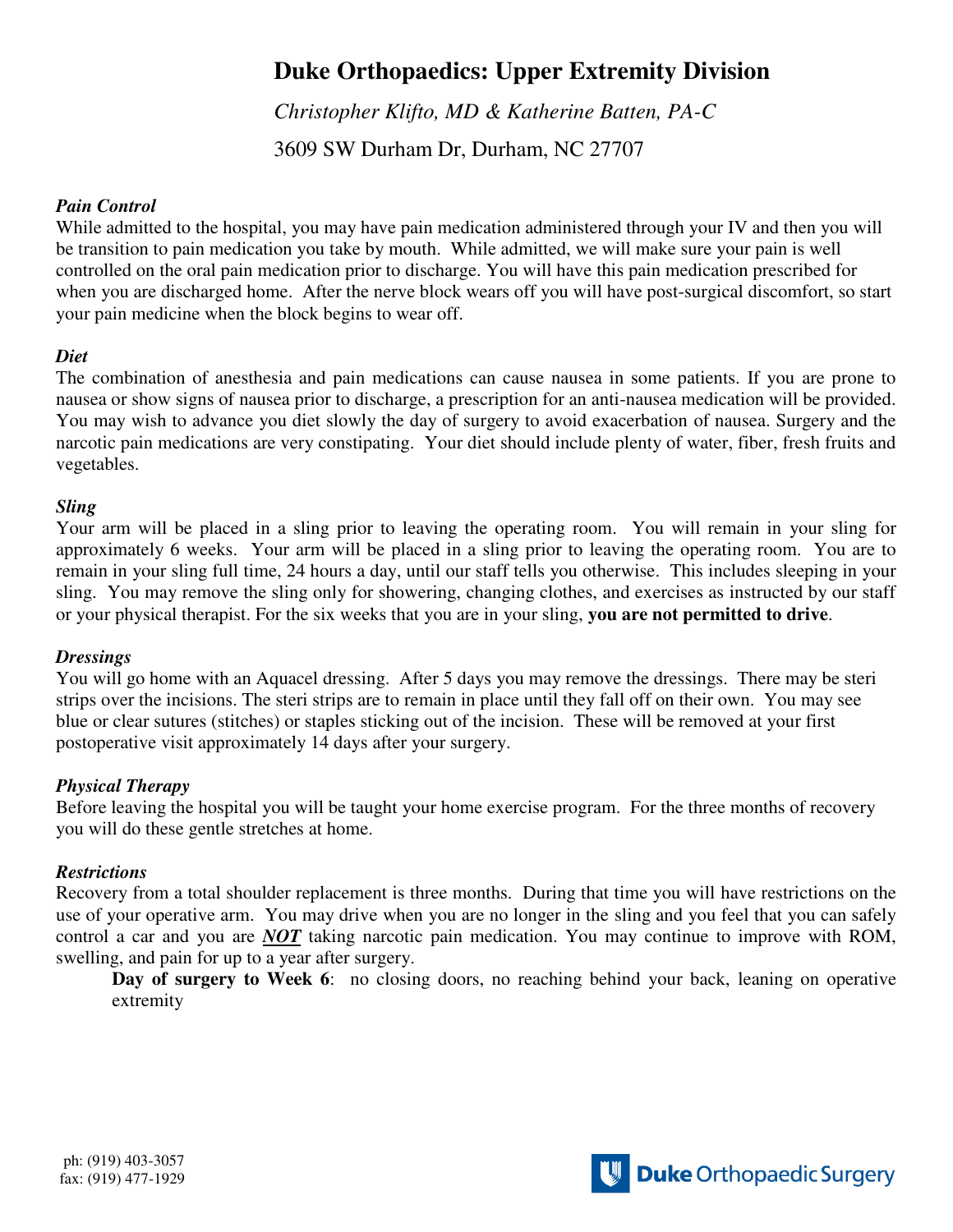# Duke Orthopaedics: Upper Extremity Division

*Christopher Klifto, MD & Katherine Batten, PA-C*

3609 SW Durham Dr, Durham, NC 27707

***Pain Control***

While admitted to the hospital, you may have pain medication administered through your IV and then you will be transition to pain medication you take by mouth. While admitted, we will make sure your pain is well controlled on the oral pain medication prior to discharge. You will have this pain medication prescribed for when you are discharged home. After the nerve block wears off you will have post-surgical discomfort, so start your pain medicine when the block begins to wear off.

***Diet***

The combination of anesthesia and pain medications can cause nausea in some patients. If you are prone to nausea or show signs of nausea prior to discharge, a prescription for an anti-nausea medication will be provided. You may wish to advance you diet slowly the day of surgery to avoid exacerbation of nausea. Surgery and the narcotic pain medications are very constipating. Your diet should include plenty of water, fiber, fresh fruits and vegetables.

***Sling***

Your arm will be placed in a sling prior to leaving the operating room. You will remain in your sling for approximately 6 weeks. Your arm will be placed in a sling prior to leaving the operating room. You are to remain in your sling full time, 24 hours a day, until our staff tells you otherwise. This includes sleeping in your sling. You may remove the sling only for showering, changing clothes, and exercises as instructed by our staff or your physical therapist. For the six weeks that you are in your sling, **you are not permitted to drive**.

***Dressings***

You will go home with an Aquacel dressing. After 5 days you may remove the dressings. There may be steri strips over the incisions. The steri strips are to remain in place until they fall off on their own. You may see blue or clear sutures (stitches) or staples sticking out of the incision. These will be removed at your first postoperative visit approximately 14 days after your surgery.

***Physical Therapy***

Before leaving the hospital you will be taught your home exercise program. For the three months of recovery you will do these gentle stretches at home.

***Restrictions***

Recovery from a total shoulder replacement is three months. During that time you will have restrictions on the use of your operative arm. You may drive when you are no longer in the sling and you feel that you can safely control a car and you are ***NOT*** taking narcotic pain medication. You may continue to improve with ROM, swelling, and pain for up to a year after surgery.

**Day of surgery to Week 6**: no closing doors, no reaching behind your back, leaning on operative extremity

ph: (919) 403-3057
fax: (919) 477-1929

Duke Orthopaedic Surgery